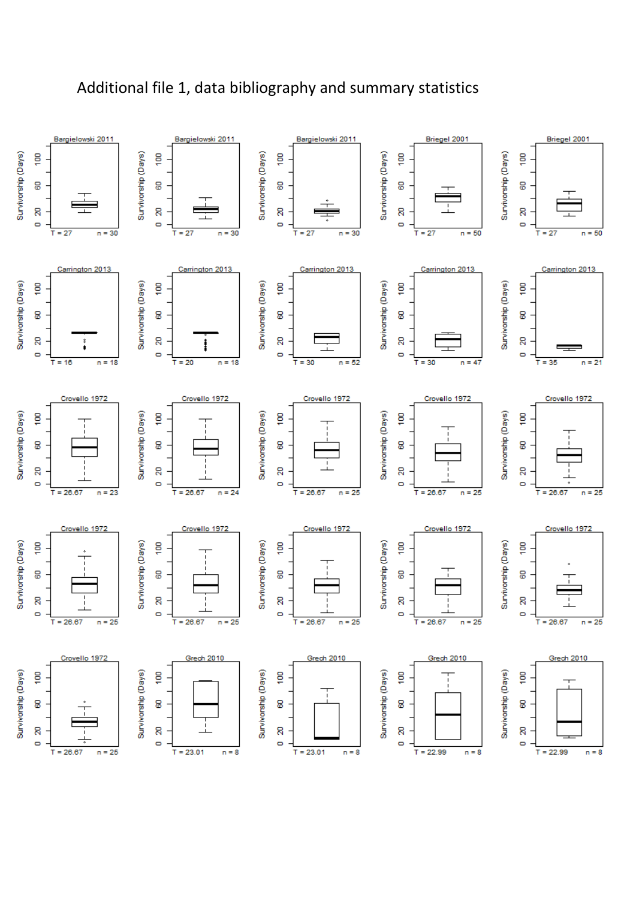Additional file 1, data bibliography and summary statistics

| Panel | Title | T | n |
|---|---|---|---|
| 1 | Bargielowski 2011 | T = 27 | n = 30 |
| 2 | Bargielowski 2011 | T = 27 | n = 30 |
| 3 | Bargielowski 2011 | T = 27 | n = 30 |
| 4 | Briegel 2001 | T = 27 | n = 50 |
| 5 | Briegel 2001 | T = 27 | n = 50 |
| 6 | Carrington 2013 | T = 16 | n = 18 |
| 7 | Carrington 2013 | T = 20 | n = 18 |
| 8 | Carrington 2013 | T = 30 | n = 52 |
| 9 | Carrington 2013 | T = 30 | n = 47 |
| 10 | Carrington 2013 | T = 35 | n = 21 |
| 11 | Crovello 1972 | T = 26.67 | n = 23 |
| 12 | Crovello 1972 | T = 26.67 | n = 24 |
| 13 | Crovello 1972 | T = 26.67 | n = 25 |
| 14 | Crovello 1972 | T = 26.67 | n = 25 |
| 15 | Crovello 1972 | T = 26.67 | n = 25 |
| 16 | Crovello 1972 | T = 26.67 | n = 25 |
| 17 | Crovello 1972 | T = 26.67 | n = 25 |
| 18 | Crovello 1972 | T = 26.67 | n = 25 |
| 19 | Crovello 1972 | T = 26.67 | n = 25 |
| 20 | Crovello 1972 | T = 26.67 | n = 25 |
| 21 | Crovello 1972 | T = 26.67 | n = 25 |
| 22 | Grech 2010 | T = 23.01 | n = 8 |
| 23 | Grech 2010 | T = 23.01 | n = 8 |
| 24 | Grech 2010 | T = 22.99 | n = 8 |
| 25 | Grech 2010 | T = 22.99 | n = 8 |

Y-axis (all panels): Survivorship (Days), 0–100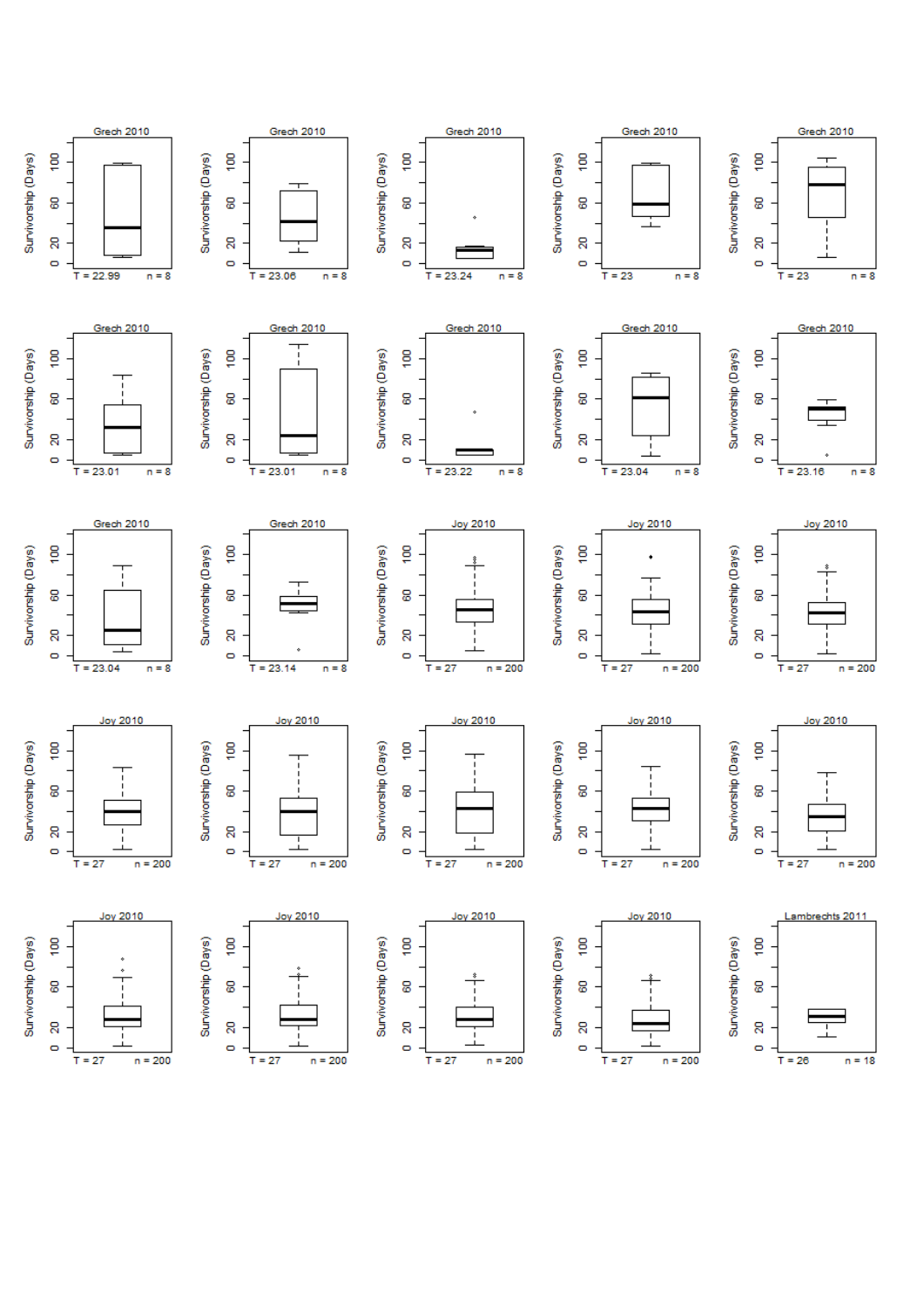Grech 2010 — Survivorship (Days) — T = 22.99, n = 8

Grech 2010 — Survivorship (Days) — T = 23.06, n = 8

Grech 2010 — Survivorship (Days) — T = 23.24, n = 8

Grech 2010 — Survivorship (Days) — T = 23, n = 8

Grech 2010 — Survivorship (Days) — T = 23, n = 8

Grech 2010 — Survivorship (Days) — T = 23.01, n = 8

Grech 2010 — Survivorship (Days) — T = 23.01, n = 8

Grech 2010 — Survivorship (Days) — T = 23.22, n = 8

Grech 2010 — Survivorship (Days) — T = 23.04, n = 8

Grech 2010 — Survivorship (Days) — T = 23.16, n = 8

Grech 2010 — Survivorship (Days) — T = 23.04, n = 8

Grech 2010 — Survivorship (Days) — T = 23.14, n = 8

Joy 2010 — Survivorship (Days) — T = 27, n = 200

Joy 2010 — Survivorship (Days) — T = 27, n = 200

Joy 2010 — Survivorship (Days) — T = 27, n = 200

Joy 2010 — Survivorship (Days) — T = 27, n = 200

Joy 2010 — Survivorship (Days) — T = 27, n = 200

Joy 2010 — Survivorship (Days) — T = 27, n = 200

Joy 2010 — Survivorship (Days) — T = 27, n = 200

Joy 2010 — Survivorship (Days) — T = 27, n = 200

Joy 2010 — Survivorship (Days) — T = 27, n = 200

Joy 2010 — Survivorship (Days) — T = 27, n = 200

Joy 2010 — Survivorship (Days) — T = 27, n = 200

Joy 2010 — Survivorship (Days) — T = 27, n = 200

Lambrechts 2011 — Survivorship (Days) — T = 26, n = 18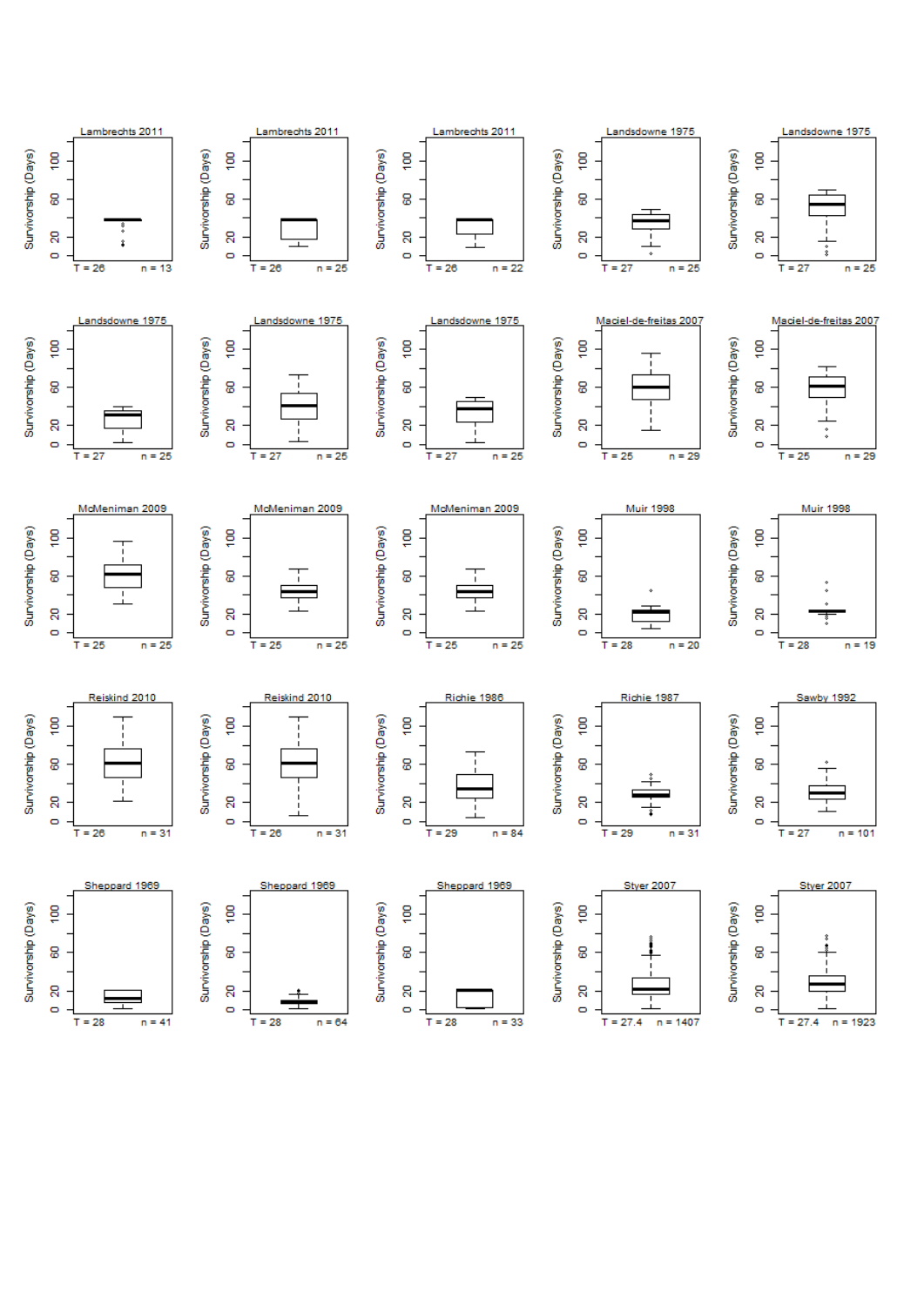| Study | T | n |
| --- | --- | --- |
| Lambrechts 2011 | T = 26 | n = 13 |
| Lambrechts 2011 | T = 26 | n = 25 |
| Lambrechts 2011 | T = 26 | n = 22 |
| Landsdowne 1975 | T = 27 | n = 25 |
| Landsdowne 1975 | T = 27 | n = 25 |
| Landsdowne 1975 | T = 27 | n = 25 |
| Landsdowne 1975 | T = 27 | n = 25 |
| Landsdowne 1975 | T = 27 | n = 25 |
| Maciel-de-freitas 2007 | T = 25 | n = 29 |
| Maciel-de-freitas 2007 | T = 25 | n = 29 |
| McMeniman 2009 | T = 25 | n = 25 |
| McMeniman 2009 | T = 25 | n = 25 |
| McMeniman 2009 | T = 25 | n = 25 |
| Muir 1998 | T = 28 | n = 20 |
| Muir 1998 | T = 28 | n = 19 |
| Reiskind 2010 | T = 26 | n = 31 |
| Reiskind 2010 | T = 26 | n = 31 |
| Richie 1986 | T = 29 | n = 84 |
| Richie 1987 | T = 29 | n = 31 |
| Sawby 1992 | T = 27 | n = 101 |
| Sheppard 1969 | T = 28 | n = 41 |
| Sheppard 1969 | T = 28 | n = 64 |
| Sheppard 1969 | T = 28 | n = 33 |
| Styer 2007 | T = 27.4 | n = 1407 |
| Styer 2007 | T = 27.4 | n = 1923 |

Y-axis (all panels): Survivorship (Days), 0–100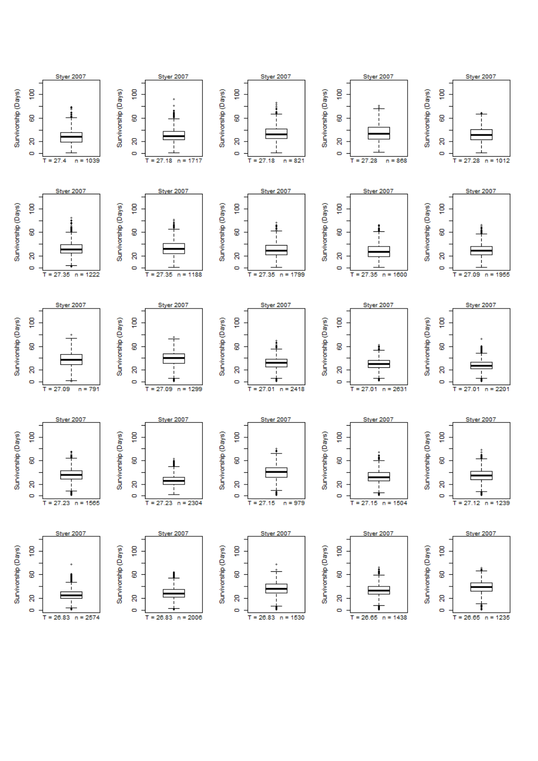Styer 2007 — T = 27.4, n = 1039
Styer 2007 — T = 27.18, n = 1717
Styer 2007 — T = 27.18, n = 821
Styer 2007 — T = 27.28, n = 868
Styer 2007 — T = 27.28, n = 1012

Styer 2007 — T = 27.35, n = 1222
Styer 2007 — T = 27.35, n = 1188
Styer 2007 — T = 27.35, n = 1799
Styer 2007 — T = 27.35, n = 1600
Styer 2007 — T = 27.09, n = 1955

Styer 2007 — T = 27.09, n = 791
Styer 2007 — T = 27.09, n = 1299
Styer 2007 — T = 27.01, n = 2418
Styer 2007 — T = 27.01, n = 2631
Styer 2007 — T = 27.01, n = 2201

Styer 2007 — T = 27.23, n = 1565
Styer 2007 — T = 27.23, n = 2304
Styer 2007 — T = 27.15, n = 979
Styer 2007 — T = 27.15, n = 1504
Styer 2007 — T = 27.12, n = 1239

Styer 2007 — T = 26.83, n = 2574
Styer 2007 — T = 26.83, n = 2006
Styer 2007 — T = 26.83, n = 1530
Styer 2007 — T = 26.65, n = 1438
Styer 2007 — T = 26.65, n = 1235

(y-axis: Survivorship (Days); ticks 0, 20, 60, 100)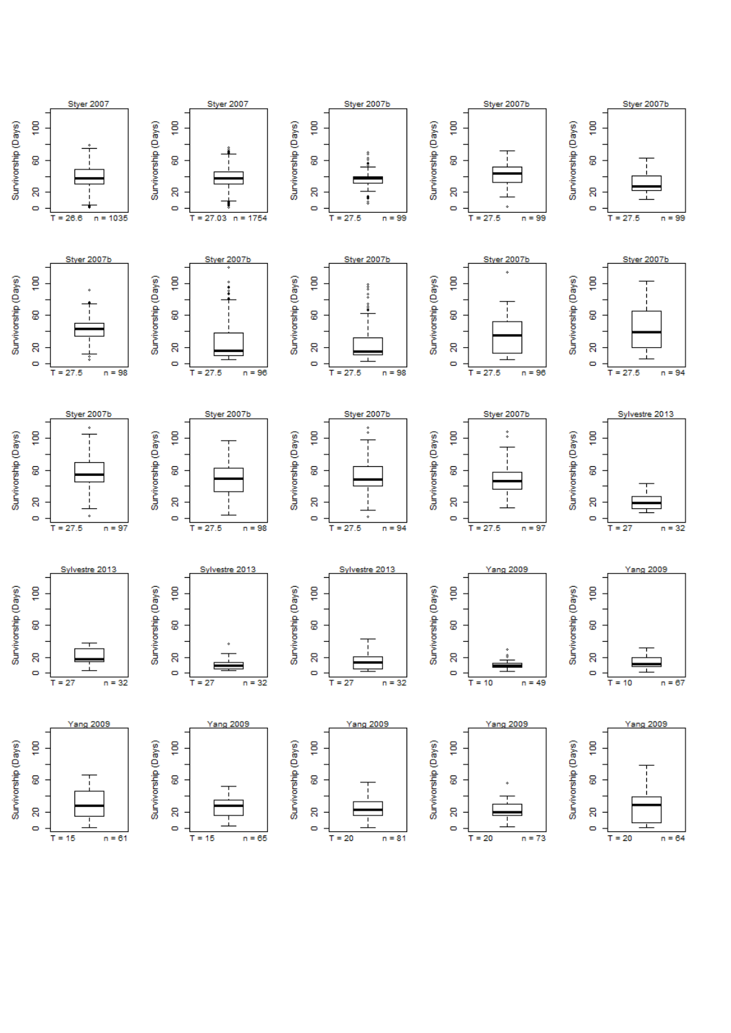Styer 2007 — T = 26.6, n = 1035

Styer 2007 — T = 27.03, n = 1754

Styer 2007b — T = 27.5, n = 99

Styer 2007b — T = 27.5, n = 99

Styer 2007b — T = 27.5, n = 99

Styer 2007b — T = 27.5, n = 98

Styer 2007b — T = 27.5, n = 96

Styer 2007b — T = 27.5, n = 98

Styer 2007b — T = 27.5, n = 96

Styer 2007b — T = 27.5, n = 94

Styer 2007b — T = 27.5, n = 97

Styer 2007b — T = 27.5, n = 98

Styer 2007b — T = 27.5, n = 94

Styer 2007b — T = 27.5, n = 97

Sylvestre 2013 — T = 27, n = 32

Sylvestre 2013 — T = 27, n = 32

Sylvestre 2013 — T = 27, n = 32

Sylvestre 2013 — T = 27, n = 32

Yang 2009 — T = 10, n = 49

Yang 2009 — T = 10, n = 67

Yang 2009 — T = 15, n = 61

Yang 2009 — T = 15, n = 65

Yang 2009 — T = 20, n = 81

Yang 2009 — T = 20, n = 73

Yang 2009 — T = 20, n = 64

Y-axis (all panels): Survivorship (Days)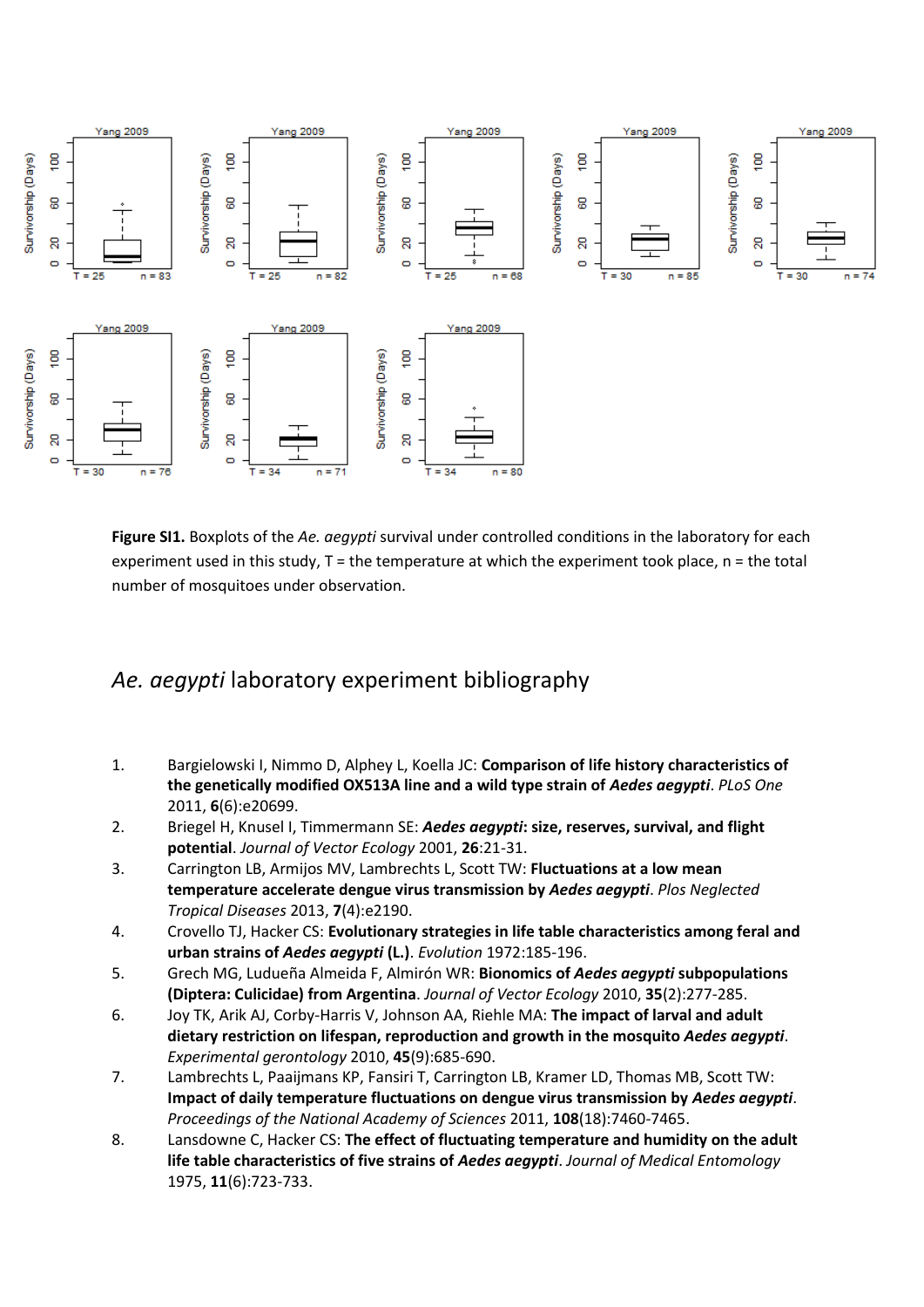**Figure SI1.** Boxplots of the *Ae. aegypti* survival under controlled conditions in the laboratory for each experiment used in this study, T = the temperature at which the experiment took place, n = the total number of mosquitoes under observation.

## *Ae. aegypti* laboratory experiment bibliography

1. Bargielowski I, Nimmo D, Alphey L, Koella JC: **Comparison of life history characteristics of the genetically modified OX513A line and a wild type strain of *Aedes aegypti***. *PLoS One* 2011, **6**(6):e20699.
2. Briegel H, Knusel I, Timmermann SE: ***Aedes aegypti*: size, reserves, survival, and flight potential**. *Journal of Vector Ecology* 2001, **26**:21-31.
3. Carrington LB, Armijos MV, Lambrechts L, Scott TW: **Fluctuations at a low mean temperature accelerate dengue virus transmission by *Aedes aegypti***. *Plos Neglected Tropical Diseases* 2013, **7**(4):e2190.
4. Crovello TJ, Hacker CS: **Evolutionary strategies in life table characteristics among feral and urban strains of *Aedes aegypti* (L.)**. *Evolution* 1972:185-196.
5. Grech MG, Ludueña Almeida F, Almirón WR: **Bionomics of *Aedes aegypti* subpopulations (Diptera: Culicidae) from Argentina**. *Journal of Vector Ecology* 2010, **35**(2):277-285.
6. Joy TK, Arik AJ, Corby-Harris V, Johnson AA, Riehle MA: **The impact of larval and adult dietary restriction on lifespan, reproduction and growth in the mosquito *Aedes aegypti***. *Experimental gerontology* 2010, **45**(9):685-690.
7. Lambrechts L, Paaijmans KP, Fansiri T, Carrington LB, Kramer LD, Thomas MB, Scott TW: **Impact of daily temperature fluctuations on dengue virus transmission by *Aedes aegypti***. *Proceedings of the National Academy of Sciences* 2011, **108**(18):7460-7465.
8. Lansdowne C, Hacker CS: **The effect of fluctuating temperature and humidity on the adult life table characteristics of five strains of *Aedes aegypti***. *Journal of Medical Entomology* 1975, **11**(6):723-733.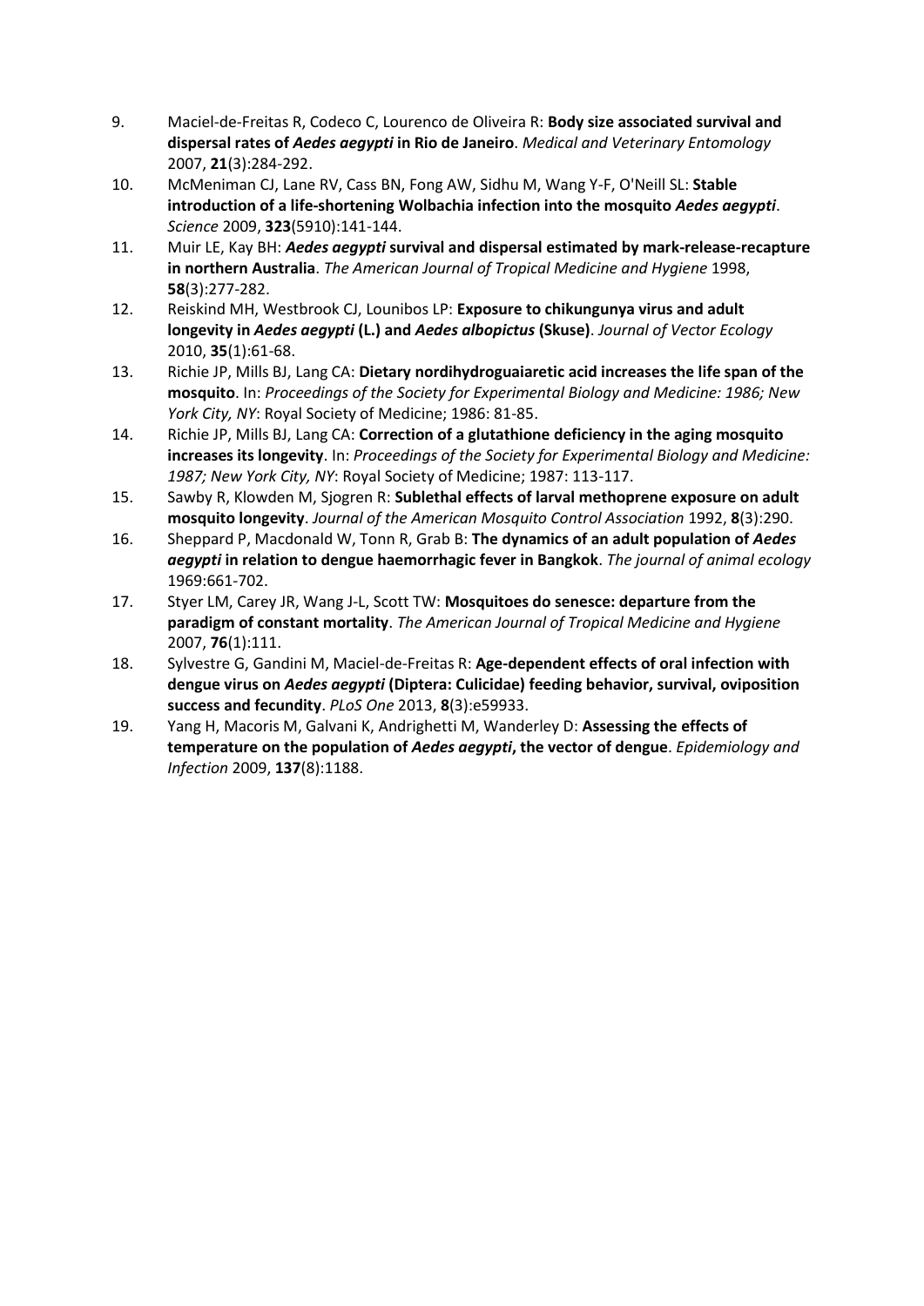9. Maciel-de-Freitas R, Codeco C, Lourenco de Oliveira R: **Body size associated survival and dispersal rates of *Aedes aegypti* in Rio de Janeiro**. *Medical and Veterinary Entomology* 2007, **21**(3):284-292.
10. McMeniman CJ, Lane RV, Cass BN, Fong AW, Sidhu M, Wang Y-F, O'Neill SL: **Stable introduction of a life-shortening Wolbachia infection into the mosquito *Aedes aegypti***. *Science* 2009, **323**(5910):141-144.
11. Muir LE, Kay BH: ***Aedes aegypti* survival and dispersal estimated by mark-release-recapture in northern Australia**. *The American Journal of Tropical Medicine and Hygiene* 1998, **58**(3):277-282.
12. Reiskind MH, Westbrook CJ, Lounibos LP: **Exposure to chikungunya virus and adult longevity in *Aedes aegypti* (L.) and *Aedes albopictus* (Skuse)**. *Journal of Vector Ecology* 2010, **35**(1):61-68.
13. Richie JP, Mills BJ, Lang CA: **Dietary nordihydroguaiaretic acid increases the life span of the mosquito**. In: *Proceedings of the Society for Experimental Biology and Medicine: 1986; New York City, NY*: Royal Society of Medicine; 1986: 81-85.
14. Richie JP, Mills BJ, Lang CA: **Correction of a glutathione deficiency in the aging mosquito increases its longevity**. In: *Proceedings of the Society for Experimental Biology and Medicine: 1987; New York City, NY*: Royal Society of Medicine; 1987: 113-117.
15. Sawby R, Klowden M, Sjogren R: **Sublethal effects of larval methoprene exposure on adult mosquito longevity**. *Journal of the American Mosquito Control Association* 1992, **8**(3):290.
16. Sheppard P, Macdonald W, Tonn R, Grab B: **The dynamics of an adult population of *Aedes aegypti* in relation to dengue haemorrhagic fever in Bangkok**. *The journal of animal ecology* 1969:661-702.
17. Styer LM, Carey JR, Wang J-L, Scott TW: **Mosquitoes do senesce: departure from the paradigm of constant mortality**. *The American Journal of Tropical Medicine and Hygiene* 2007, **76**(1):111.
18. Sylvestre G, Gandini M, Maciel-de-Freitas R: **Age-dependent effects of oral infection with dengue virus on *Aedes aegypti* (Diptera: Culicidae) feeding behavior, survival, oviposition success and fecundity**. *PLoS One* 2013, **8**(3):e59933.
19. Yang H, Macoris M, Galvani K, Andrighetti M, Wanderley D: **Assessing the effects of temperature on the population of *Aedes aegypti*, the vector of dengue**. *Epidemiology and Infection* 2009, **137**(8):1188.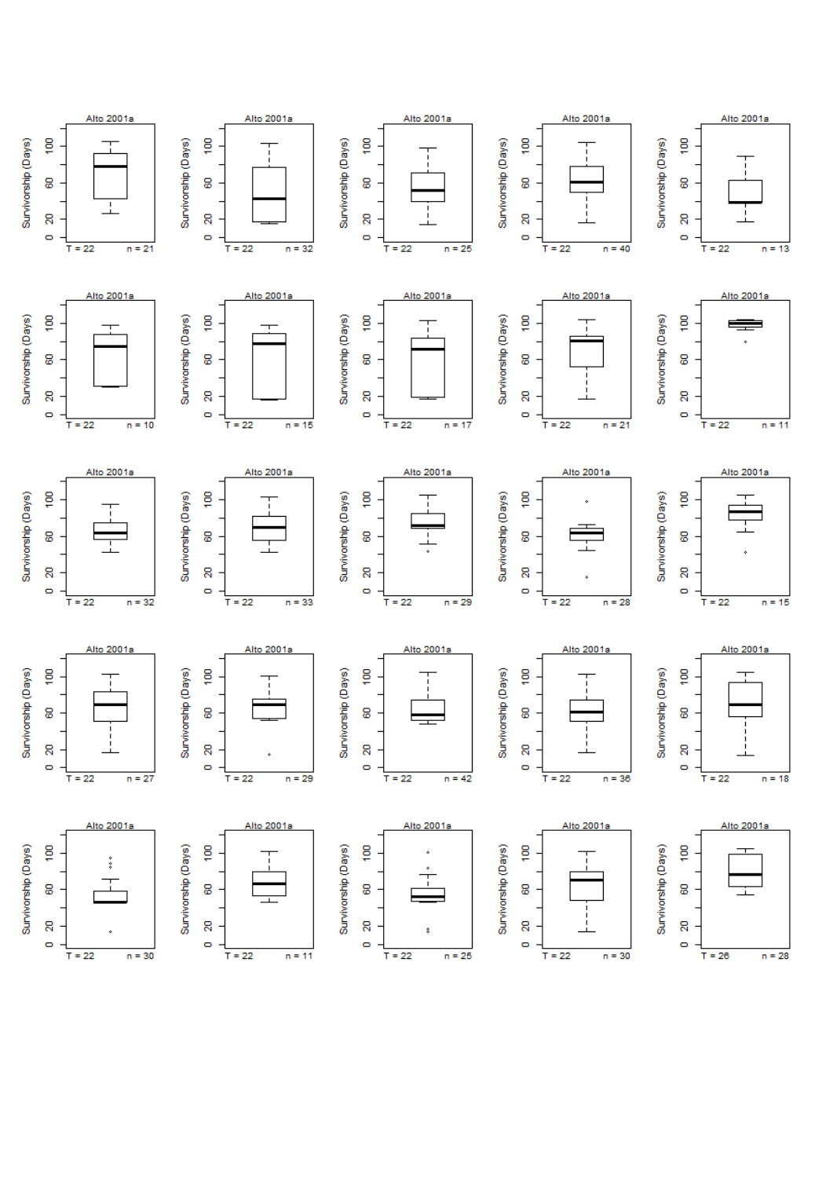Alto 2001a — T = 22, n = 21
Alto 2001a — T = 22, n = 32
Alto 2001a — T = 22, n = 25
Alto 2001a — T = 22, n = 40
Alto 2001a — T = 22, n = 13

Alto 2001a — T = 22, n = 10
Alto 2001a — T = 22, n = 15
Alto 2001a — T = 22, n = 17
Alto 2001a — T = 22, n = 21
Alto 2001a — T = 22, n = 11

Alto 2001a — T = 22, n = 32
Alto 2001a — T = 22, n = 33
Alto 2001a — T = 22, n = 29
Alto 2001a — T = 22, n = 28
Alto 2001a — T = 22, n = 15

Alto 2001a — T = 22, n = 27
Alto 2001a — T = 22, n = 29
Alto 2001a — T = 22, n = 42
Alto 2001a — T = 22, n = 36
Alto 2001a — T = 22, n = 18

Alto 2001a — T = 22, n = 30
Alto 2001a — T = 22, n = 11
Alto 2001a — T = 22, n = 25
Alto 2001a — T = 22, n = 30
Alto 2001a — T = 26, n = 28

Survivorship (Days)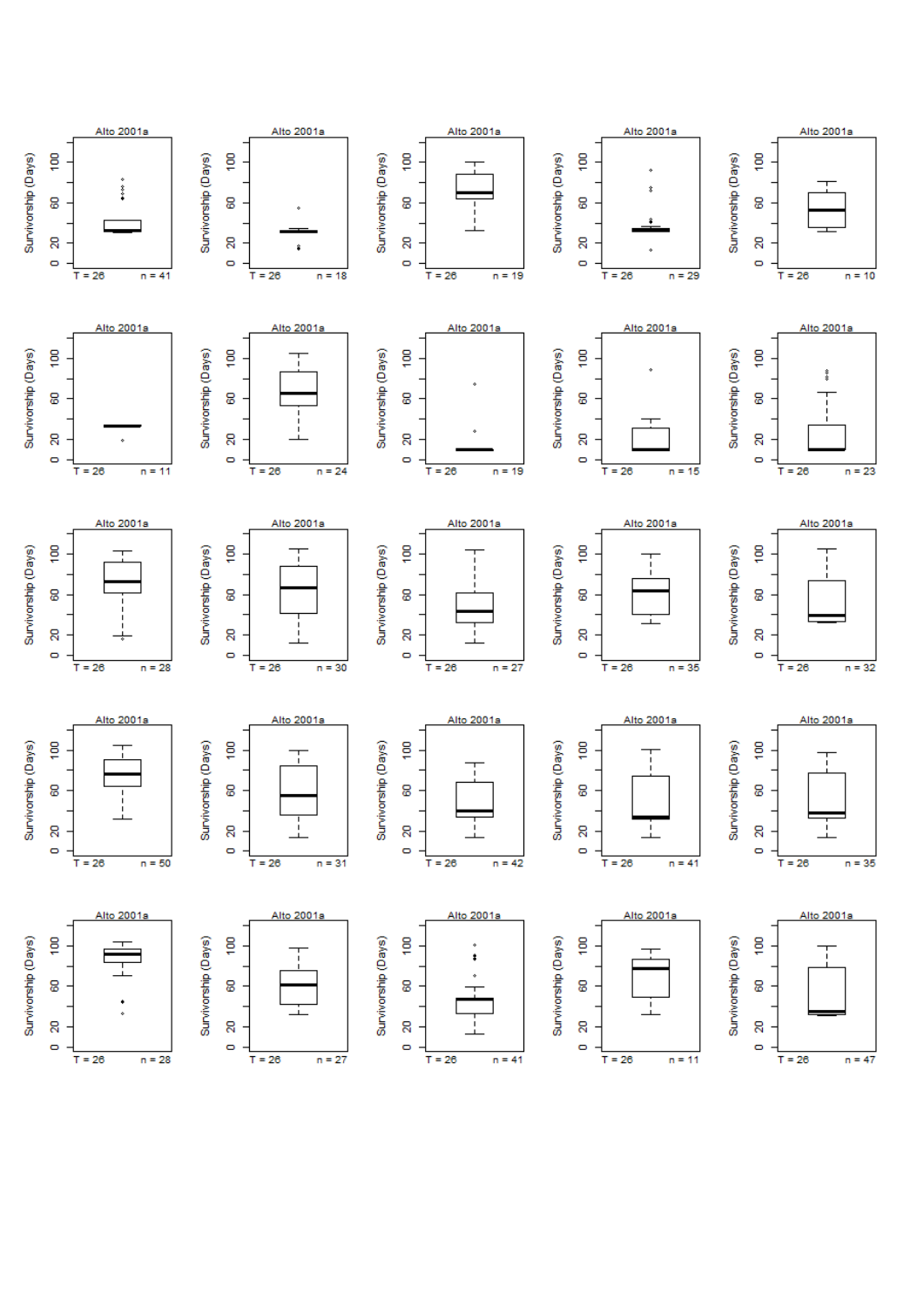Alto 2001a — Survivorship (Days) — T = 26, n = 41

Alto 2001a — Survivorship (Days) — T = 26, n = 18

Alto 2001a — Survivorship (Days) — T = 26, n = 19

Alto 2001a — Survivorship (Days) — T = 26, n = 29

Alto 2001a — Survivorship (Days) — T = 26, n = 10

Alto 2001a — Survivorship (Days) — T = 26, n = 11

Alto 2001a — Survivorship (Days) — T = 26, n = 24

Alto 2001a — Survivorship (Days) — T = 26, n = 19

Alto 2001a — Survivorship (Days) — T = 26, n = 15

Alto 2001a — Survivorship (Days) — T = 26, n = 23

Alto 2001a — Survivorship (Days) — T = 26, n = 28

Alto 2001a — Survivorship (Days) — T = 26, n = 30

Alto 2001a — Survivorship (Days) — T = 26, n = 27

Alto 2001a — Survivorship (Days) — T = 26, n = 35

Alto 2001a — Survivorship (Days) — T = 26, n = 32

Alto 2001a — Survivorship (Days) — T = 26, n = 50

Alto 2001a — Survivorship (Days) — T = 26, n = 31

Alto 2001a — Survivorship (Days) — T = 26, n = 42

Alto 2001a — Survivorship (Days) — T = 26, n = 41

Alto 2001a — Survivorship (Days) — T = 26, n = 35

Alto 2001a — Survivorship (Days) — T = 26, n = 28

Alto 2001a — Survivorship (Days) — T = 26, n = 27

Alto 2001a — Survivorship (Days) — T = 26, n = 41

Alto 2001a — Survivorship (Days) — T = 26, n = 11

Alto 2001a — Survivorship (Days) — T = 26, n = 47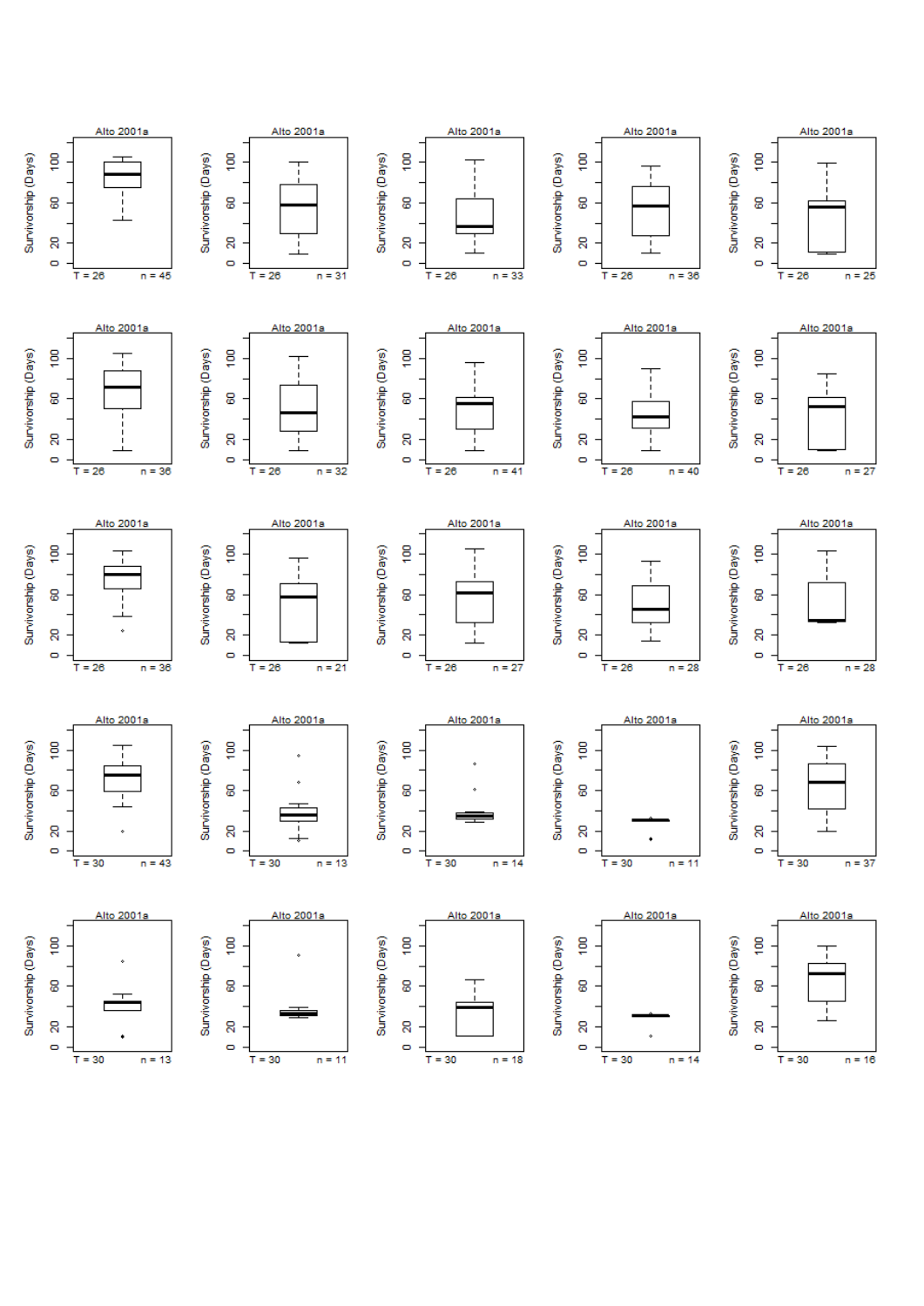| Row | Panel 1 | Panel 2 | Panel 3 | Panel 4 | Panel 5 |
|---|---|---|---|---|---|
| 1 | Alto 2001a (T = 26, n = 45) | Alto 2001a (T = 26, n = 31) | Alto 2001a (T = 26, n = 33) | Alto 2001a (T = 26, n = 36) | Alto 2001a (T = 26, n = 25) |
| 2 | Alto 2001a (T = 26, n = 36) | Alto 2001a (T = 26, n = 32) | Alto 2001a (T = 26, n = 41) | Alto 2001a (T = 26, n = 40) | Alto 2001a (T = 26, n = 27) |
| 3 | Alto 2001a (T = 26, n = 36) | Alto 2001a (T = 26, n = 21) | Alto 2001a (T = 26, n = 27) | Alto 2001a (T = 26, n = 28) | Alto 2001a (T = 26, n = 28) |
| 4 | Alto 2001a (T = 30, n = 43) | Alto 2001a (T = 30, n = 13) | Alto 2001a (T = 30, n = 14) | Alto 2001a (T = 30, n = 11) | Alto 2001a (T = 30, n = 37) |
| 5 | Alto 2001a (T = 30, n = 13) | Alto 2001a (T = 30, n = 11) | Alto 2001a (T = 30, n = 18) | Alto 2001a (T = 30, n = 14) | Alto 2001a (T = 30, n = 16) |

Y-axis (all panels): Survivorship (Days), 0–100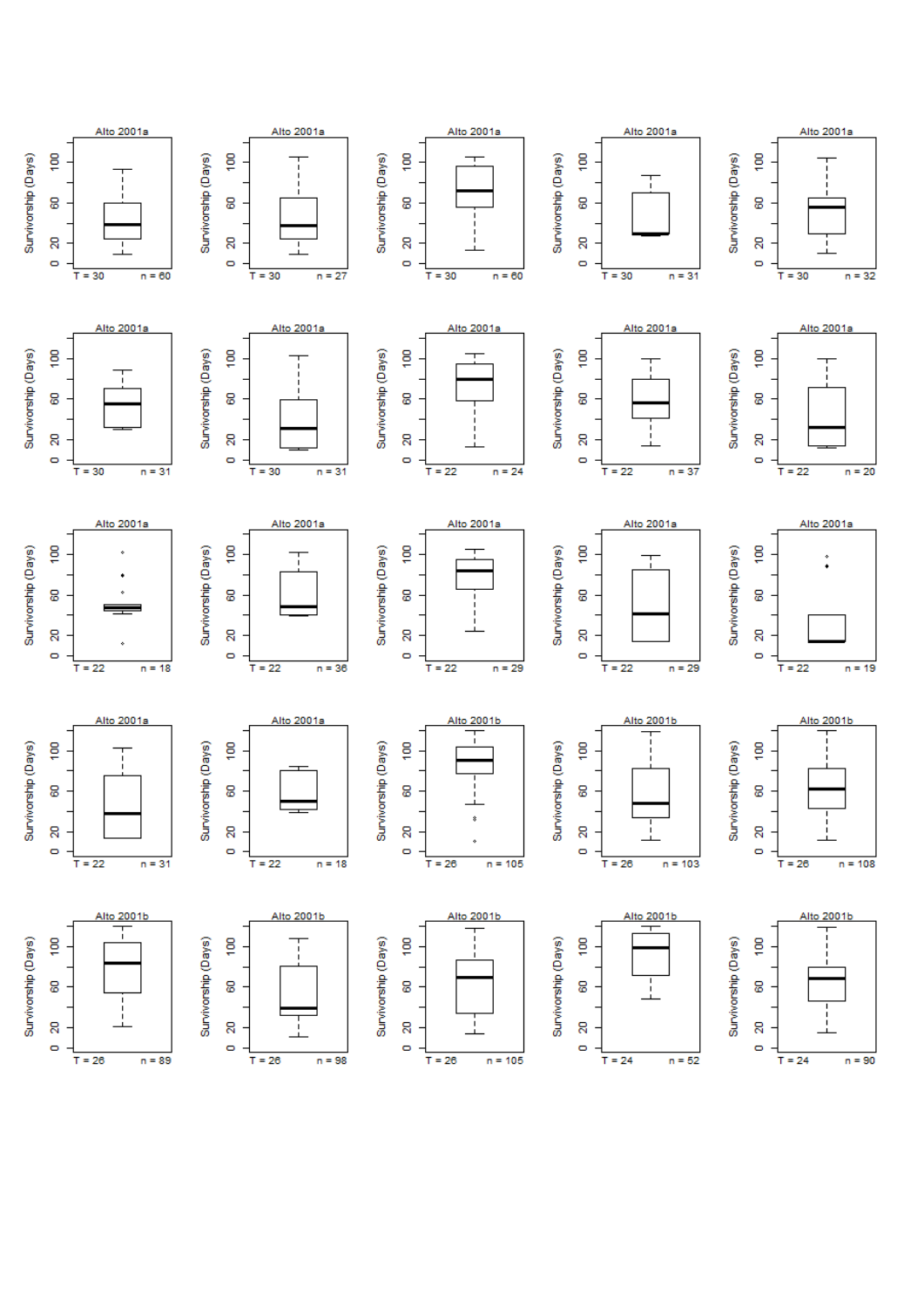Alto 2001a — T = 30, n = 60

Alto 2001a — T = 30, n = 27

Alto 2001a — T = 30, n = 60

Alto 2001a — T = 30, n = 31

Alto 2001a — T = 30, n = 32

Alto 2001a — T = 30, n = 31

Alto 2001a — T = 30, n = 31

Alto 2001a — T = 22, n = 24

Alto 2001a — T = 22, n = 37

Alto 2001a — T = 22, n = 20

Alto 2001a — T = 22, n = 18

Alto 2001a — T = 22, n = 36

Alto 2001a — T = 22, n = 29

Alto 2001a — T = 22, n = 29

Alto 2001a — T = 22, n = 19

Alto 2001a — T = 22, n = 31

Alto 2001a — T = 22, n = 18

Alto 2001b — T = 26, n = 105

Alto 2001b — T = 26, n = 103

Alto 2001b — T = 26, n = 108

Alto 2001b — T = 26, n = 89

Alto 2001b — T = 26, n = 98

Alto 2001b — T = 26, n = 105

Alto 2001b — T = 24, n = 52

Alto 2001b — T = 24, n = 90

Y-axis (all panels): Survivorship (Days)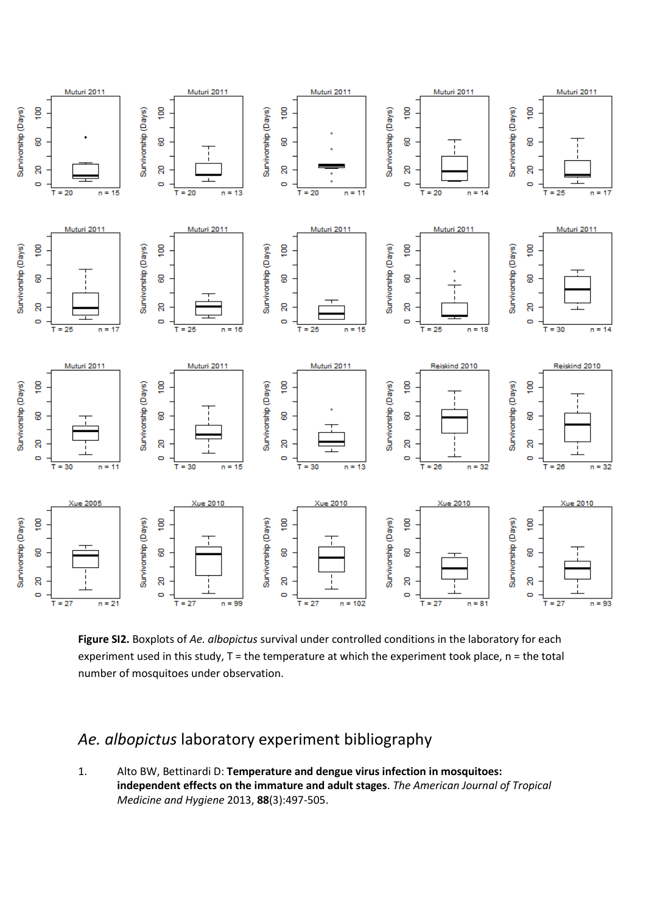**Figure SI2.** Boxplots of *Ae. albopictus* survival under controlled conditions in the laboratory for each experiment used in this study, T = the temperature at which the experiment took place, n = the total number of mosquitoes under observation.

## *Ae. albopictus* laboratory experiment bibliography

1. Alto BW, Bettinardi D: **Temperature and dengue virus infection in mosquitoes: independent effects on the immature and adult stages**. *The American Journal of Tropical Medicine and Hygiene* 2013, **88**(3):497-505.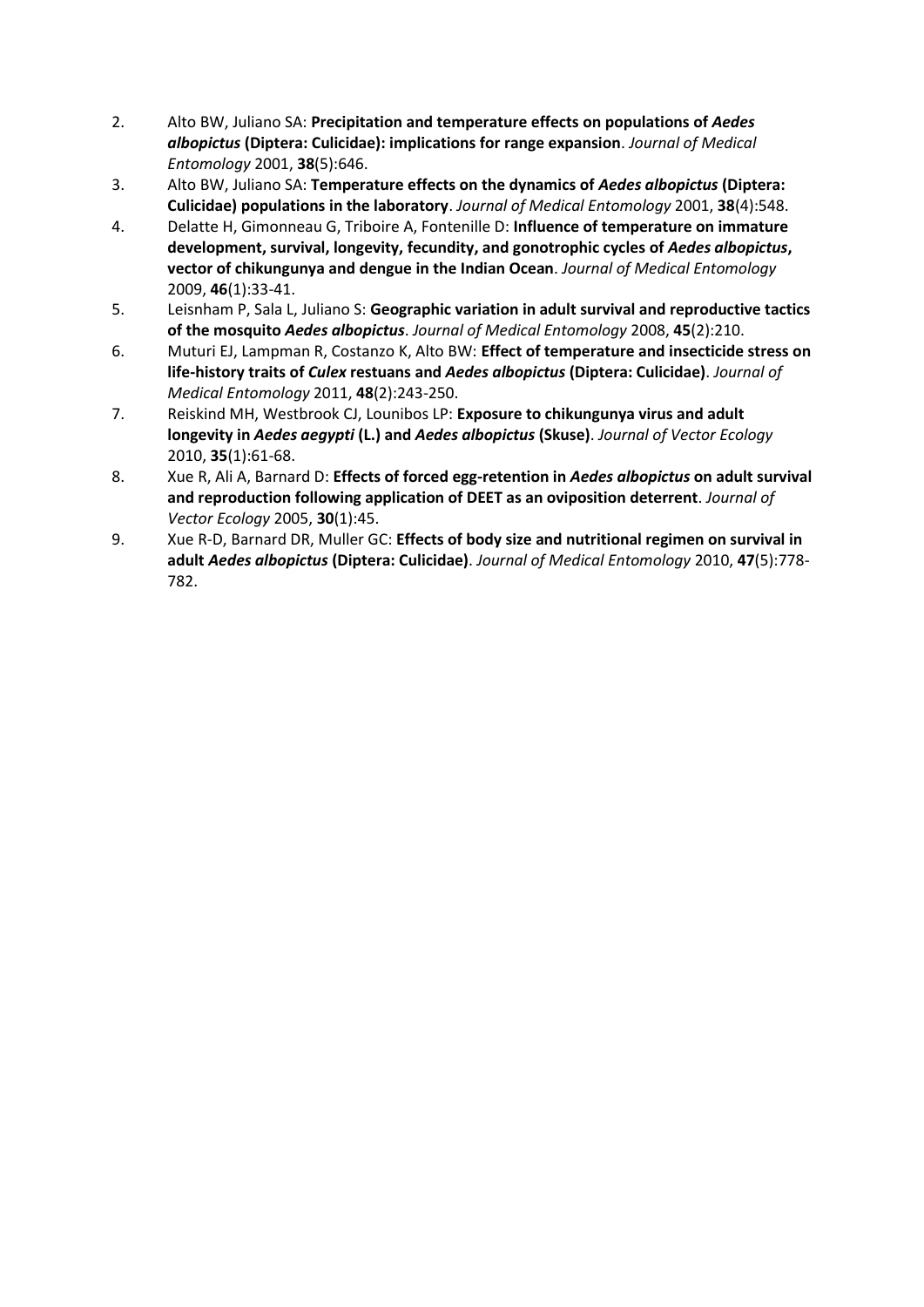2. Alto BW, Juliano SA: **Precipitation and temperature effects on populations of *Aedes albopictus* (Diptera: Culicidae): implications for range expansion**. *Journal of Medical Entomology* 2001, **38**(5):646.
3. Alto BW, Juliano SA: **Temperature effects on the dynamics of *Aedes albopictus* (Diptera: Culicidae) populations in the laboratory**. *Journal of Medical Entomology* 2001, **38**(4):548.
4. Delatte H, Gimonneau G, Triboire A, Fontenille D: **Influence of temperature on immature development, survival, longevity, fecundity, and gonotrophic cycles of *Aedes albopictus*, vector of chikungunya and dengue in the Indian Ocean**. *Journal of Medical Entomology* 2009, **46**(1):33-41.
5. Leisnham P, Sala L, Juliano S: **Geographic variation in adult survival and reproductive tactics of the mosquito *Aedes albopictus***. *Journal of Medical Entomology* 2008, **45**(2):210.
6. Muturi EJ, Lampman R, Costanzo K, Alto BW: **Effect of temperature and insecticide stress on life-history traits of *Culex* restuans and *Aedes albopictus* (Diptera: Culicidae)**. *Journal of Medical Entomology* 2011, **48**(2):243-250.
7. Reiskind MH, Westbrook CJ, Lounibos LP: **Exposure to chikungunya virus and adult longevity in *Aedes aegypti* (L.) and *Aedes albopictus* (Skuse)**. *Journal of Vector Ecology* 2010, **35**(1):61-68.
8. Xue R, Ali A, Barnard D: **Effects of forced egg-retention in *Aedes albopictus* on adult survival and reproduction following application of DEET as an oviposition deterrent**. *Journal of Vector Ecology* 2005, **30**(1):45.
9. Xue R-D, Barnard DR, Muller GC: **Effects of body size and nutritional regimen on survival in adult *Aedes albopictus* (Diptera: Culicidae)**. *Journal of Medical Entomology* 2010, **47**(5):778-782.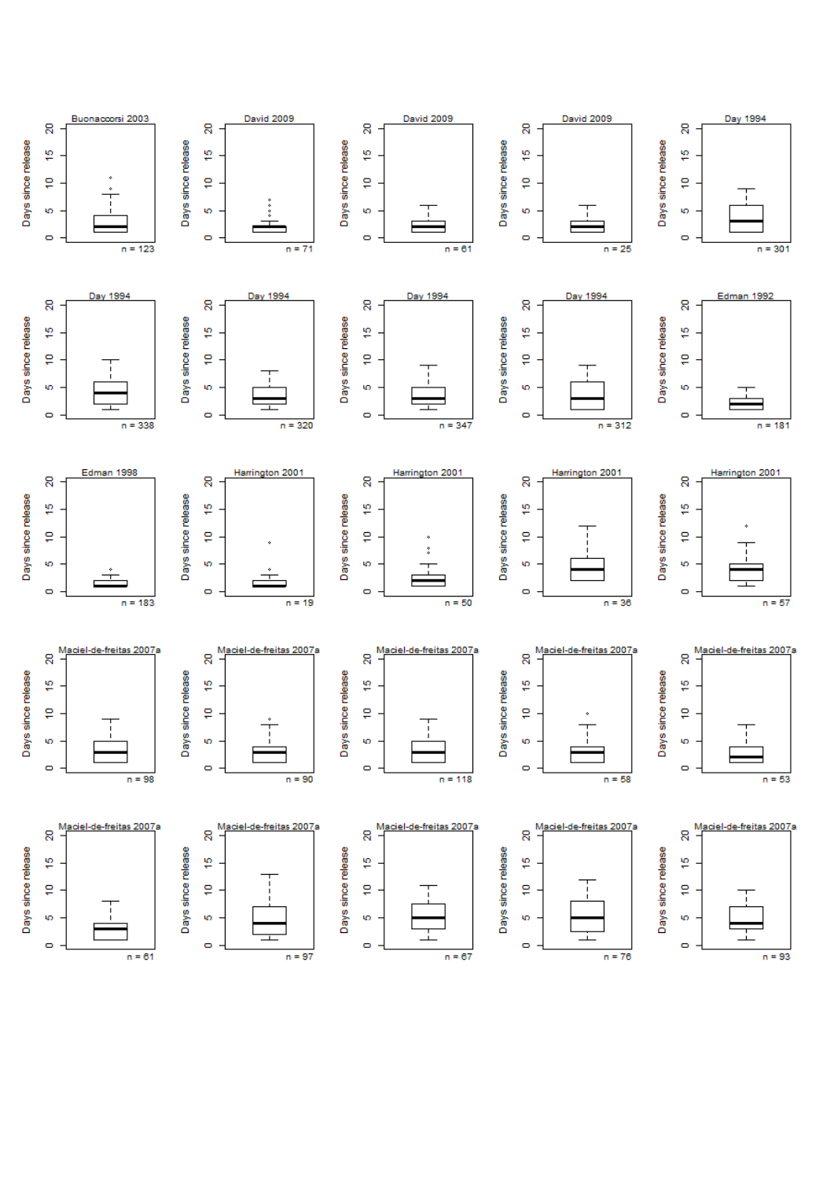Buonaccorsi 2003 — Days since release — n = 123

David 2009 — Days since release — n = 71

David 2009 — Days since release — n = 61

David 2009 — Days since release — n = 25

Day 1994 — Days since release — n = 301

Day 1994 — Days since release — n = 338

Day 1994 — Days since release — n = 320

Day 1994 — Days since release — n = 347

Day 1994 — Days since release — n = 312

Edman 1992 — Days since release — n = 181

Edman 1998 — Days since release — n = 183

Harrington 2001 — Days since release — n = 19

Harrington 2001 — Days since release — n = 50

Harrington 2001 — Days since release — n = 36

Harrington 2001 — Days since release — n = 57

Maciel-de-freitas 2007a — Days since release — n = 98

Maciel-de-freitas 2007a — Days since release — n = 90

Maciel-de-freitas 2007a — Days since release — n = 118

Maciel-de-freitas 2007a — Days since release — n = 58

Maciel-de-freitas 2007a — Days since release — n = 53

Maciel-de-freitas 2007a — Days since release — n = 61

Maciel-de-freitas 2007a — Days since release — n = 97

Maciel-de-freitas 2007a — Days since release — n = 67

Maciel-de-freitas 2007a — Days since release — n = 76

Maciel-de-freitas 2007a — Days since release — n = 93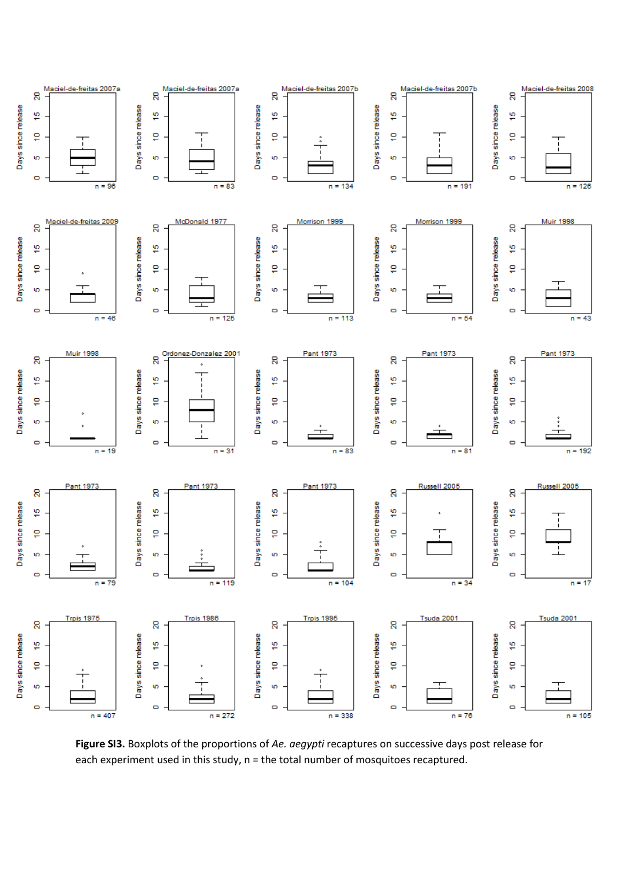**Figure SI3.** Boxplots of the proportions of *Ae. aegypti* recaptures on successive days post release for each experiment used in this study, n = the total number of mosquitoes recaptured.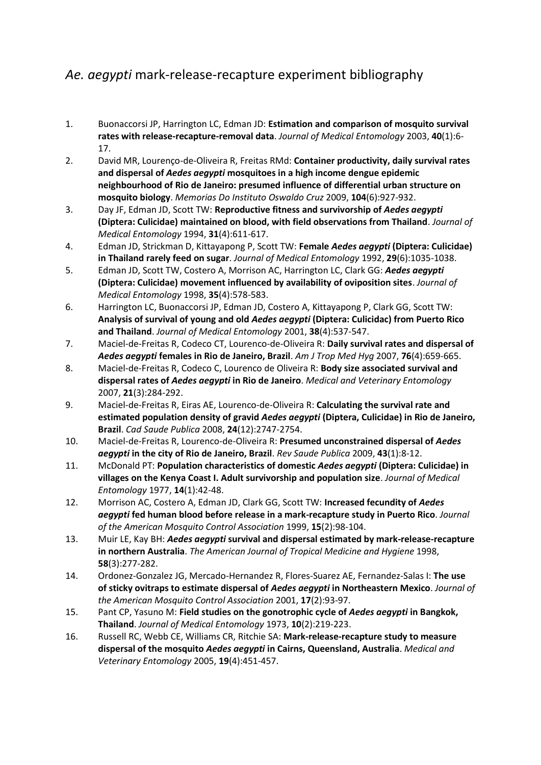# *Ae. aegypti* mark-release-recapture experiment bibliography

1. Buonaccorsi JP, Harrington LC, Edman JD: **Estimation and comparison of mosquito survival rates with release-recapture-removal data**. *Journal of Medical Entomology* 2003, **40**(1):6-17.
2. David MR, Lourenço-de-Oliveira R, Freitas RMd: **Container productivity, daily survival rates and dispersal of *Aedes aegypti* mosquitoes in a high income dengue epidemic neighbourhood of Rio de Janeiro: presumed influence of differential urban structure on mosquito biology**. *Memorias Do Instituto Oswaldo Cruz* 2009, **104**(6):927-932.
3. Day JF, Edman JD, Scott TW: **Reproductive fitness and survivorship of *Aedes aegypti* (Diptera: Culicidae) maintained on blood, with field observations from Thailand**. *Journal of Medical Entomology* 1994, **31**(4):611-617.
4. Edman JD, Strickman D, Kittayapong P, Scott TW: **Female *Aedes aegypti* (Diptera: Culicidae) in Thailand rarely feed on sugar**. *Journal of Medical Entomology* 1992, **29**(6):1035-1038.
5. Edman JD, Scott TW, Costero A, Morrison AC, Harrington LC, Clark GG: ***Aedes aegypti* (Diptera: Culicidae) movement influenced by availability of oviposition sites**. *Journal of Medical Entomology* 1998, **35**(4):578-583.
6. Harrington LC, Buonaccorsi JP, Edman JD, Costero A, Kittayapong P, Clark GG, Scott TW: **Analysis of survival of young and old *Aedes aegypti* (Diptera: Culicidac) from Puerto Rico and Thailand**. *Journal of Medical Entomology* 2001, **38**(4):537-547.
7. Maciel-de-Freitas R, Codeco CT, Lourenco-de-Oliveira R: **Daily survival rates and dispersal of *Aedes aegypti* females in Rio de Janeiro, Brazil**. *Am J Trop Med Hyg* 2007, **76**(4):659-665.
8. Maciel-de-Freitas R, Codeco C, Lourenco de Oliveira R: **Body size associated survival and dispersal rates of *Aedes aegypti* in Rio de Janeiro**. *Medical and Veterinary Entomology* 2007, **21**(3):284-292.
9. Maciel-de-Freitas R, Eiras AE, Lourenco-de-Oliveira R: **Calculating the survival rate and estimated population density of gravid *Aedes aegypti* (Diptera, Culicidae) in Rio de Janeiro, Brazil**. *Cad Saude Publica* 2008, **24**(12):2747-2754.
10. Maciel-de-Freitas R, Lourenco-de-Oliveira R: **Presumed unconstrained dispersal of *Aedes aegypti* in the city of Rio de Janeiro, Brazil**. *Rev Saude Publica* 2009, **43**(1):8-12.
11. McDonald PT: **Population characteristics of domestic *Aedes aegypti* (Diptera: Culicidae) in villages on the Kenya Coast I. Adult survivorship and population size**. *Journal of Medical Entomology* 1977, **14**(1):42-48.
12. Morrison AC, Costero A, Edman JD, Clark GG, Scott TW: **Increased fecundity of *Aedes aegypti* fed human blood before release in a mark-recapture study in Puerto Rico**. *Journal of the American Mosquito Control Association* 1999, **15**(2):98-104.
13. Muir LE, Kay BH: ***Aedes aegypti* survival and dispersal estimated by mark-release-recapture in northern Australia**. *The American Journal of Tropical Medicine and Hygiene* 1998, **58**(3):277-282.
14. Ordonez-Gonzalez JG, Mercado-Hernandez R, Flores-Suarez AE, Fernandez-Salas I: **The use of sticky ovitraps to estimate dispersal of *Aedes aegypti* in Northeastern Mexico**. *Journal of the American Mosquito Control Association* 2001, **17**(2):93-97.
15. Pant CP, Yasuno M: **Field studies on the gonotrophic cycle of *Aedes aegypti* in Bangkok, Thailand**. *Journal of Medical Entomology* 1973, **10**(2):219-223.
16. Russell RC, Webb CE, Williams CR, Ritchie SA: **Mark-release-recapture study to measure dispersal of the mosquito *Aedes aegypti* in Cairns, Queensland, Australia**. *Medical and Veterinary Entomology* 2005, **19**(4):451-457.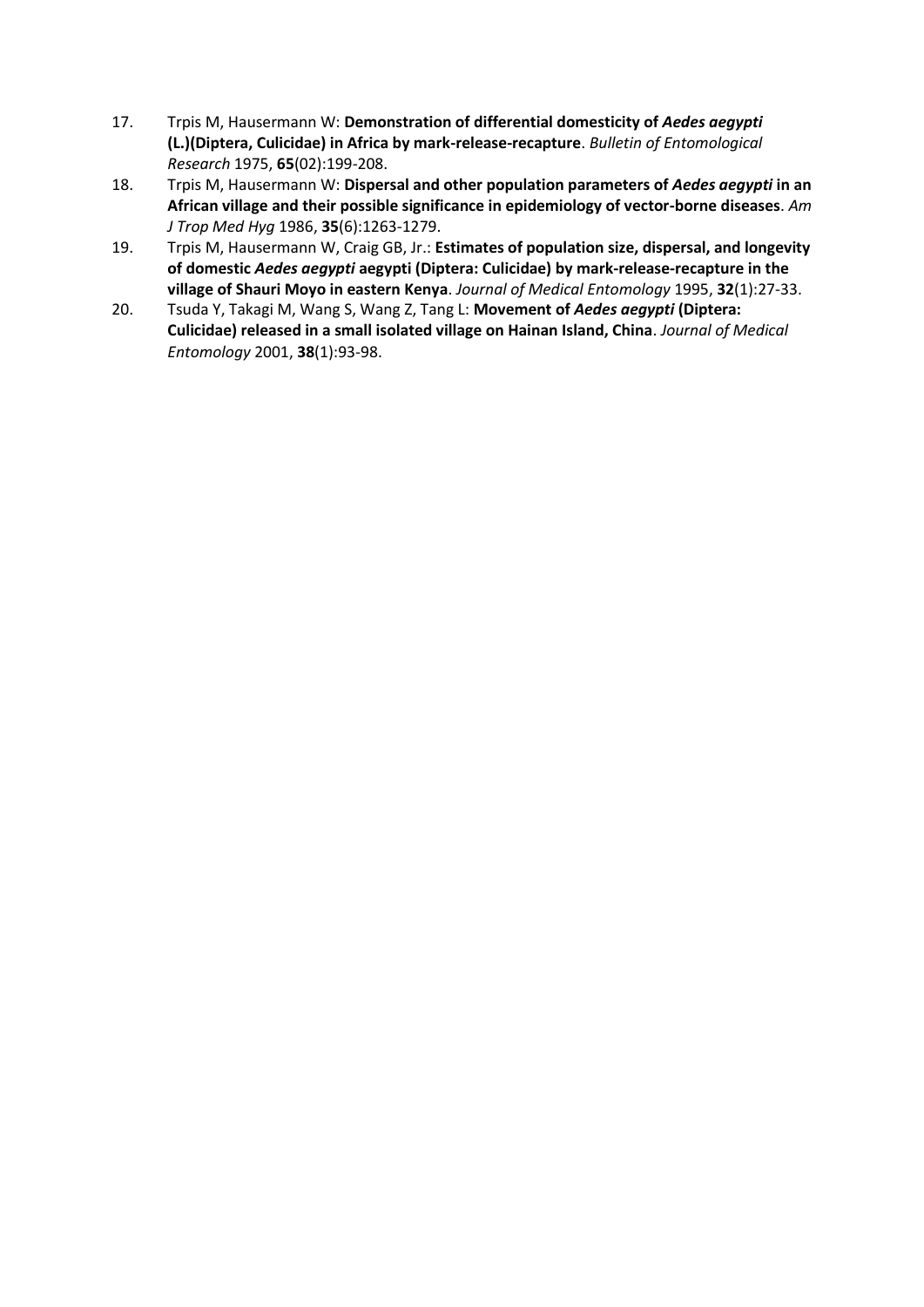17. Trpis M, Hausermann W: **Demonstration of differential domesticity of *Aedes aegypti* (L.)(Diptera, Culicidae) in Africa by mark-release-recapture**. *Bulletin of Entomological Research* 1975, **65**(02):199-208.
18. Trpis M, Hausermann W: **Dispersal and other population parameters of *Aedes aegypti* in an African village and their possible significance in epidemiology of vector-borne diseases**. *Am J Trop Med Hyg* 1986, **35**(6):1263-1279.
19. Trpis M, Hausermann W, Craig GB, Jr.: **Estimates of population size, dispersal, and longevity of domestic *Aedes aegypti* aegypti (Diptera: Culicidae) by mark-release-recapture in the village of Shauri Moyo in eastern Kenya**. *Journal of Medical Entomology* 1995, **32**(1):27-33.
20. Tsuda Y, Takagi M, Wang S, Wang Z, Tang L: **Movement of *Aedes aegypti* (Diptera: Culicidae) released in a small isolated village on Hainan Island, China**. *Journal of Medical Entomology* 2001, **38**(1):93-98.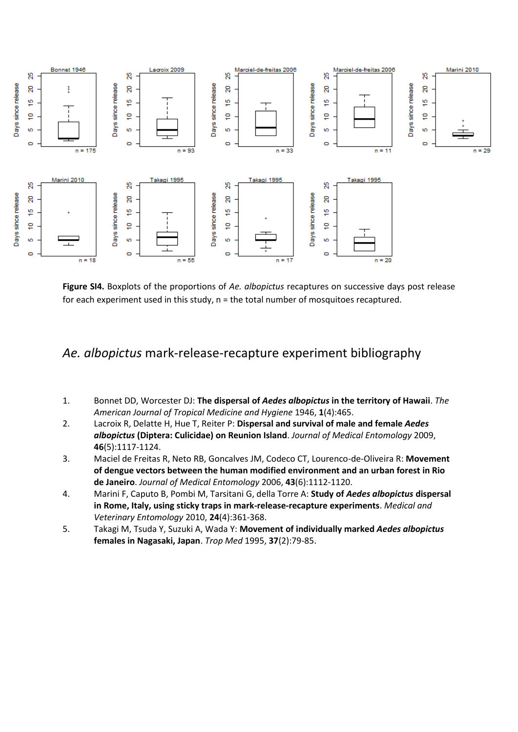Bonnet 1946

Days since release

0 5 10 15 20 25

n = 175

Lacroix 2009

Days since release

0 5 10 15 20 25

n = 93

Marciel-de-freitas 2006

Days since release

0 5 10 15 20 25

n = 33

Marciel-de-freitas 2006

Days since release

0 5 10 15 20 25

n = 11

Marini 2010

Days since release

0 5 10 15 20 25

n = 29

Marini 2010

Days since release

0 5 10 15 20 25

n = 18

Takagi 1995

Days since release

0 5 10 15 20 25

n = 55

Takagi 1995

Days since release

0 5 10 15 20 25

n = 17

Takagi 1995

Days since release

0 5 10 15 20 25

n = 20

**Figure SI4.** Boxplots of the proportions of *Ae. albopictus* recaptures on successive days post release for each experiment used in this study, n = the total number of mosquitoes recaptured.

## *Ae. albopictus* mark-release-recapture experiment bibliography

1. Bonnet DD, Worcester DJ: **The dispersal of *Aedes albopictus* in the territory of Hawaii**. *The American Journal of Tropical Medicine and Hygiene* 1946, **1**(4):465.
2. Lacroix R, Delatte H, Hue T, Reiter P: **Dispersal and survival of male and female *Aedes albopictus* (Diptera: Culicidae) on Reunion Island**. *Journal of Medical Entomology* 2009, **46**(5):1117-1124.
3. Maciel de Freitas R, Neto RB, Goncalves JM, Codeco CT, Lourenco-de-Oliveira R: **Movement of dengue vectors between the human modified environment and an urban forest in Rio de Janeiro**. *Journal of Medical Entomology* 2006, **43**(6):1112-1120.
4. Marini F, Caputo B, Pombi M, Tarsitani G, della Torre A: **Study of *Aedes albopictus* dispersal in Rome, Italy, using sticky traps in mark-release-recapture experiments**. *Medical and Veterinary Entomology* 2010, **24**(4):361-368.
5. Takagi M, Tsuda Y, Suzuki A, Wada Y: **Movement of individually marked *Aedes albopictus* females in Nagasaki, Japan**. *Trop Med* 1995, **37**(2):79-85.